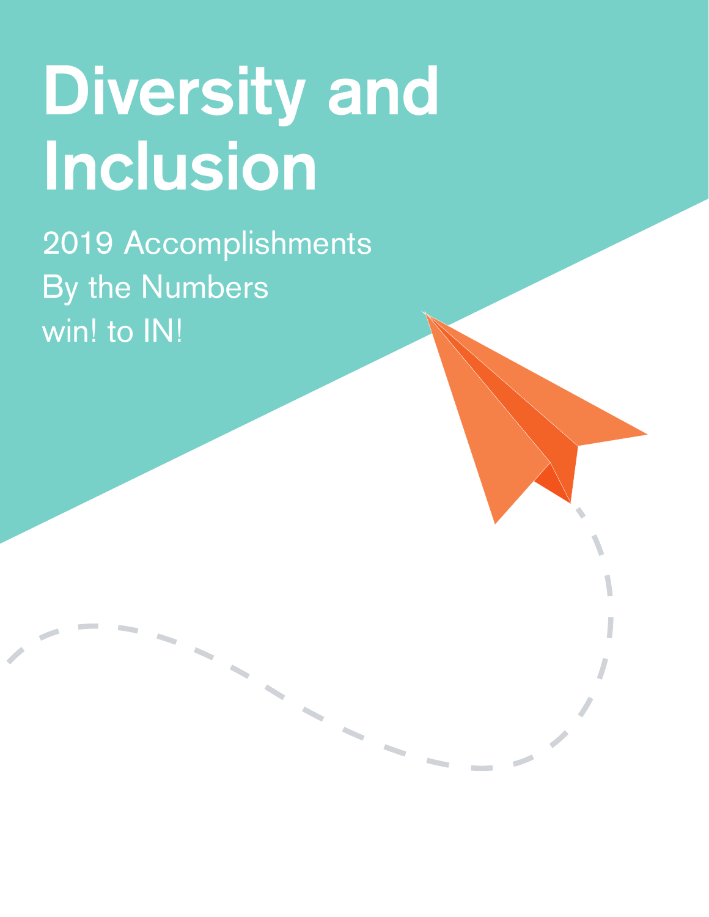# Diversity and Inclusion

2019 Accomplishments
By the Numbers
win! to IN!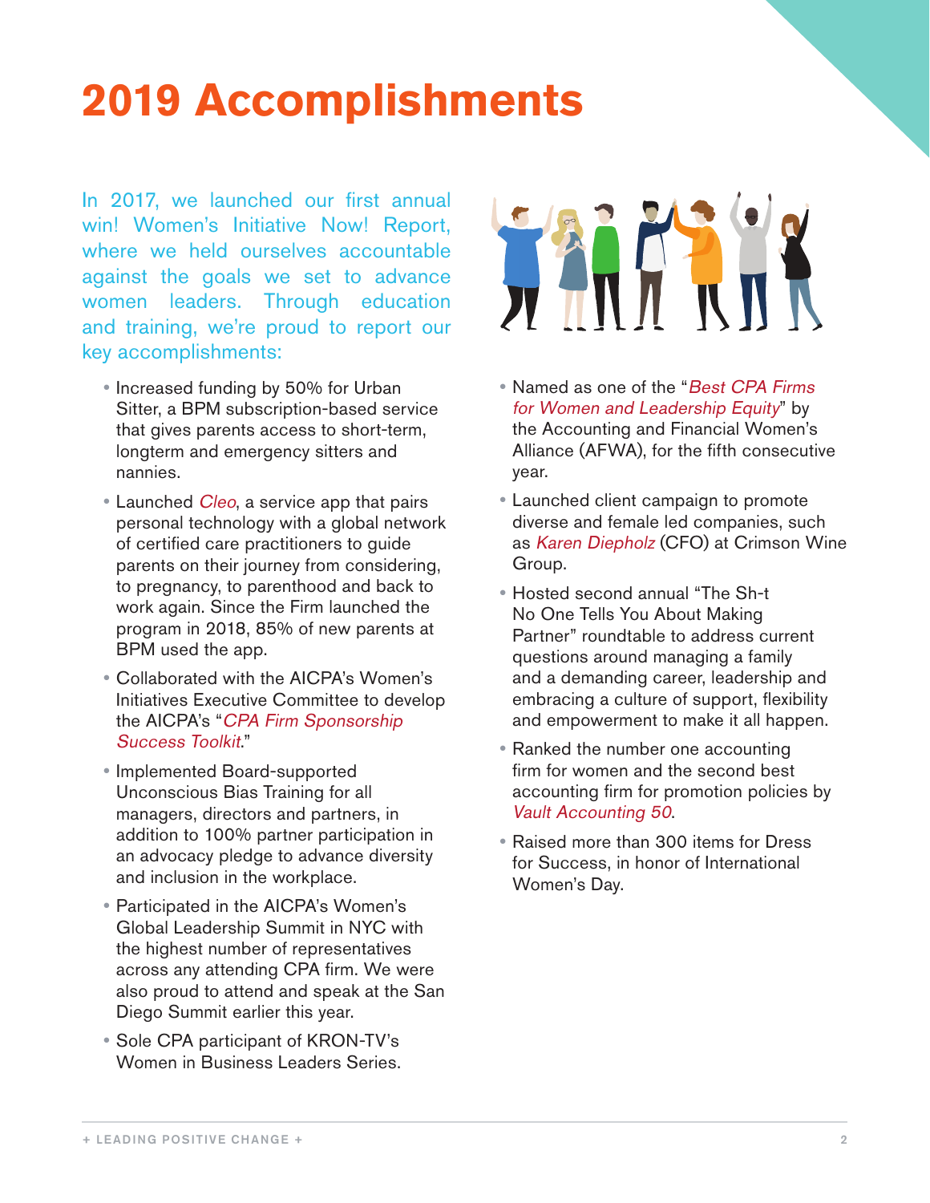# 2019 Accomplishments

In 2017, we launched our first annual win! Women's Initiative Now! Report, where we held ourselves accountable against the goals we set to advance women leaders. Through education and training, we're proud to report our key accomplishments:

- Increased funding by 50% for Urban Sitter, a BPM subscription-based service that gives parents access to short-term, longterm and emergency sitters and nannies.
- Launched *Cleo*, a service app that pairs personal technology with a global network of certified care practitioners to guide parents on their journey from considering, to pregnancy, to parenthood and back to work again. Since the Firm launched the program in 2018, 85% of new parents at BPM used the app.
- Collaborated with the AICPA's Women's Initiatives Executive Committee to develop the AICPA's "*CPA Firm Sponsorship Success Toolkit*."
- Implemented Board-supported Unconscious Bias Training for all managers, directors and partners, in addition to 100% partner participation in an advocacy pledge to advance diversity and inclusion in the workplace.
- Participated in the AICPA's Women's Global Leadership Summit in NYC with the highest number of representatives across any attending CPA firm. We were also proud to attend and speak at the San Diego Summit earlier this year.
- Sole CPA participant of KRON-TV's Women in Business Leaders Series.
- Named as one of the "*Best CPA Firms for Women and Leadership Equity*" by the Accounting and Financial Women's Alliance (AFWA), for the fifth consecutive year.
- Launched client campaign to promote diverse and female led companies, such as *Karen Diepholz* (CFO) at Crimson Wine Group.
- Hosted second annual "The Sh-t No One Tells You About Making Partner" roundtable to address current questions around managing a family and a demanding career, leadership and embracing a culture of support, flexibility and empowerment to make it all happen.
- Ranked the number one accounting firm for women and the second best accounting firm for promotion policies by *Vault Accounting 50*.
- Raised more than 300 items for Dress for Success, in honor of International Women's Day.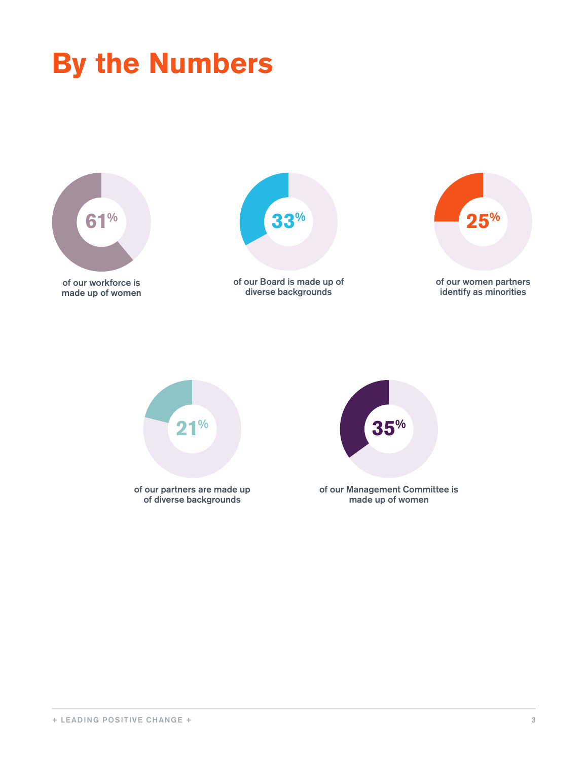# By the Numbers

**61%**

of our workforce is made up of women

**33%**

of our Board is made up of diverse backgrounds

**25%**

of our women partners identify as minorities

**21%**

of our partners are made up of diverse backgrounds

**35%**

of our Management Committee is made up of women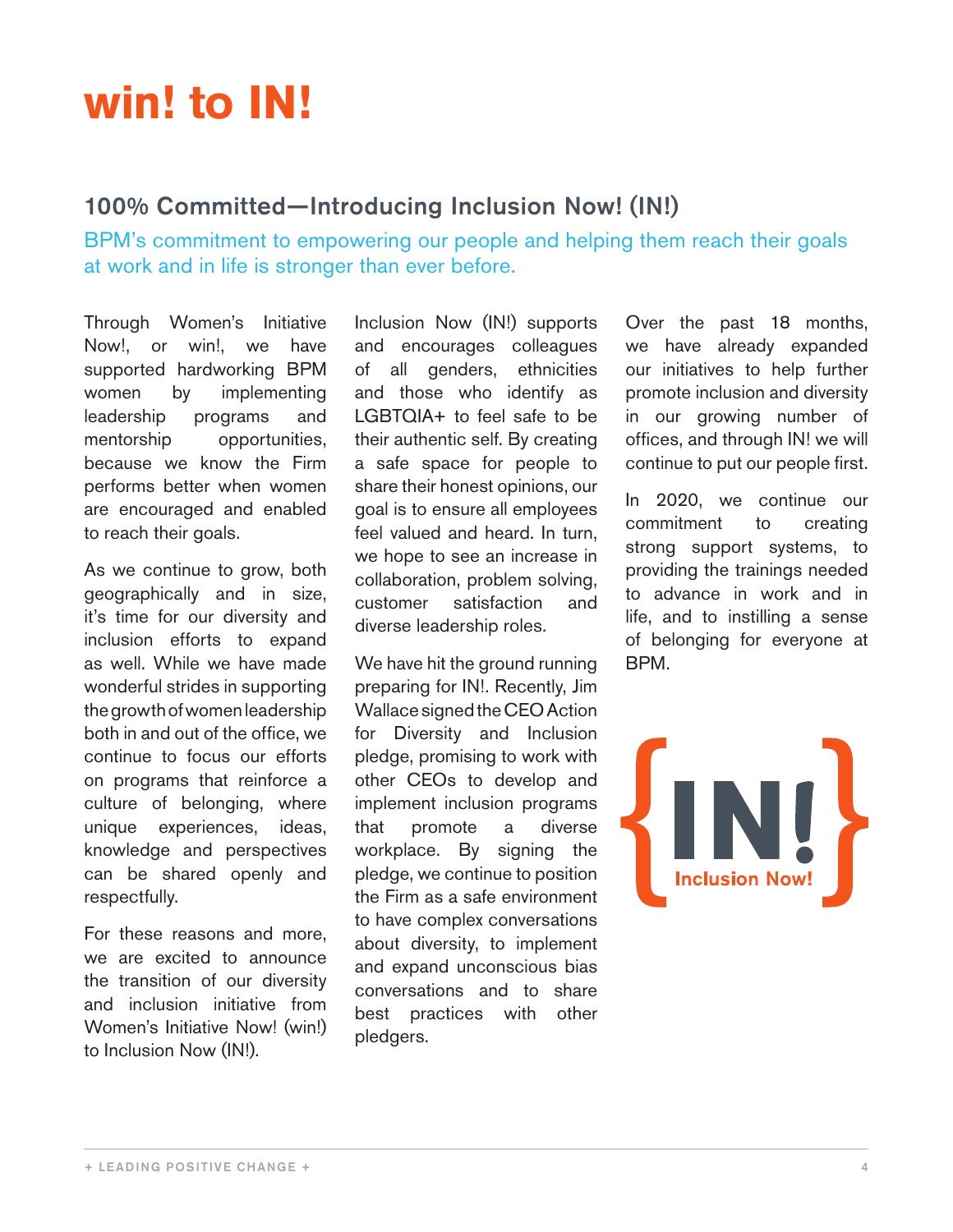# win! to IN!

## 100% Committed—Introducing Inclusion Now! (IN!)

BPM's commitment to empowering our people and helping them reach their goals at work and in life is stronger than ever before.

Through Women's Initiative Now!, or win!, we have supported hardworking BPM women by implementing leadership programs and mentorship opportunities, because we know the Firm performs better when women are encouraged and enabled to reach their goals.

As we continue to grow, both geographically and in size, it's time for our diversity and inclusion efforts to expand as well. While we have made wonderful strides in supporting the growth of women leadership both in and out of the office, we continue to focus our efforts on programs that reinforce a culture of belonging, where unique experiences, ideas, knowledge and perspectives can be shared openly and respectfully.

For these reasons and more, we are excited to announce the transition of our diversity and inclusion initiative from Women's Initiative Now! (win!) to Inclusion Now (IN!).

Inclusion Now (IN!) supports and encourages colleagues of all genders, ethnicities and those who identify as LGBTQIA+ to feel safe to be their authentic self. By creating a safe space for people to share their honest opinions, our goal is to ensure all employees feel valued and heard. In turn, we hope to see an increase in collaboration, problem solving, customer satisfaction and diverse leadership roles.

We have hit the ground running preparing for IN!. Recently, Jim Wallace signed the CEO Action for Diversity and Inclusion pledge, promising to work with other CEOs to develop and implement inclusion programs that promote a diverse workplace. By signing the pledge, we continue to position the Firm as a safe environment to have complex conversations about diversity, to implement and expand unconscious bias conversations and to share best practices with other pledgers.

Over the past 18 months, we have already expanded our initiatives to help further promote inclusion and diversity in our growing number of offices, and through IN! we will continue to put our people first.

In 2020, we continue our commitment to creating strong support systems, to providing the trainings needed to advance in work and in life, and to instilling a sense of belonging for everyone at BPM.

{IN!}
Inclusion Now!